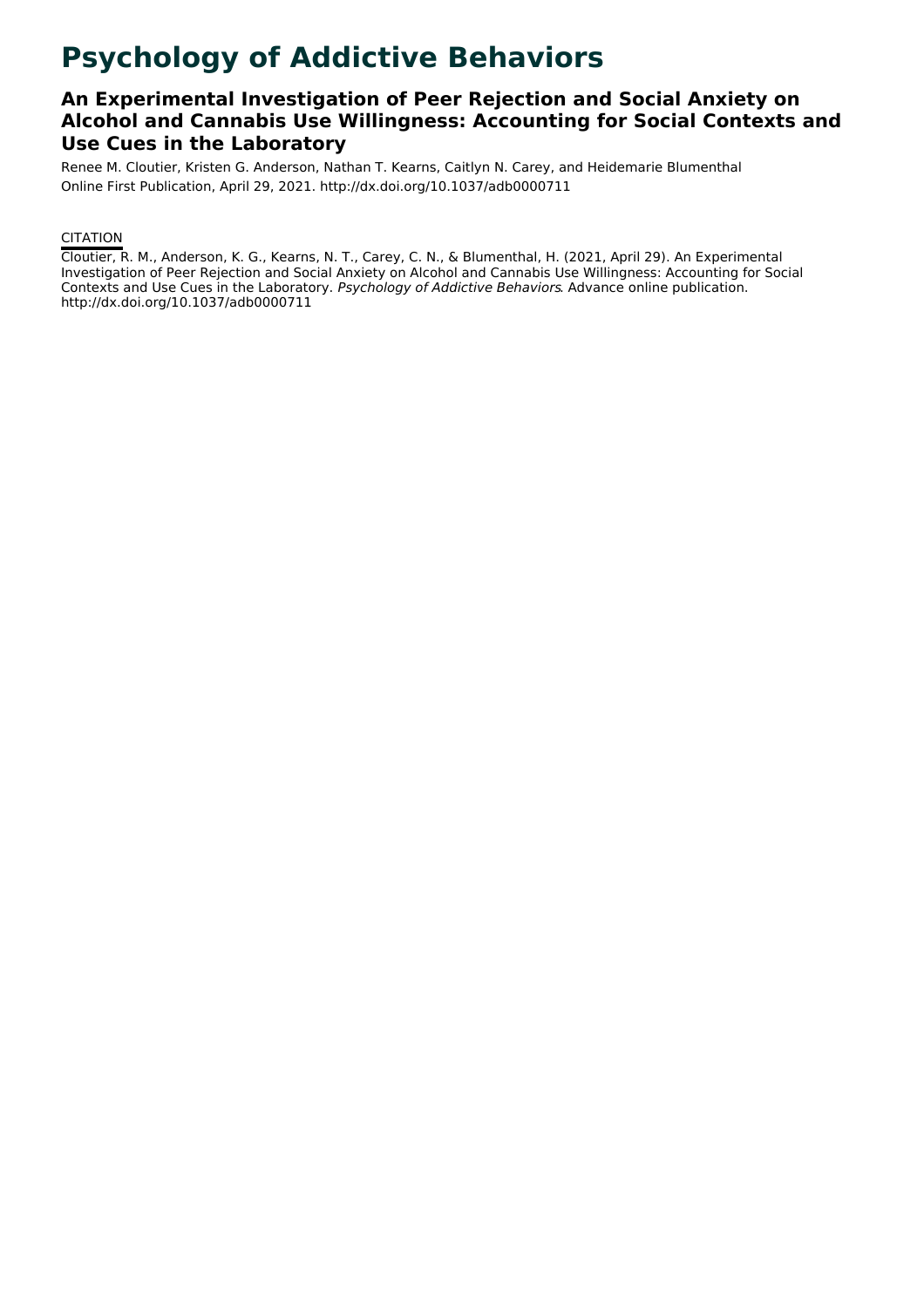# Psychology of Addictive Behaviors

## An Experimental Investigation of Peer Rejection and Social Anxiety on Alcohol and Cannabis Use Willingness: Accounting for Social Contexts and Use Cues in the Laboratory

Renee M. Cloutier, Kristen G. Anderson, Nathan T. Kearns, Caitlyn N. Carey, and Heidemarie Blumenthal

Online First Publication, April 29, 2021. http://dx.doi.org/10.1037/adb0000711

CITATION

Cloutier, R. M., Anderson, K. G., Kearns, N. T., Carey, C. N., & Blumenthal, H. (2021, April 29). An Experimental Investigation of Peer Rejection and Social Anxiety on Alcohol and Cannabis Use Willingness: Accounting for Social Contexts and Use Cues in the Laboratory. *Psychology of Addictive Behaviors*. Advance online publication. http://dx.doi.org/10.1037/adb0000711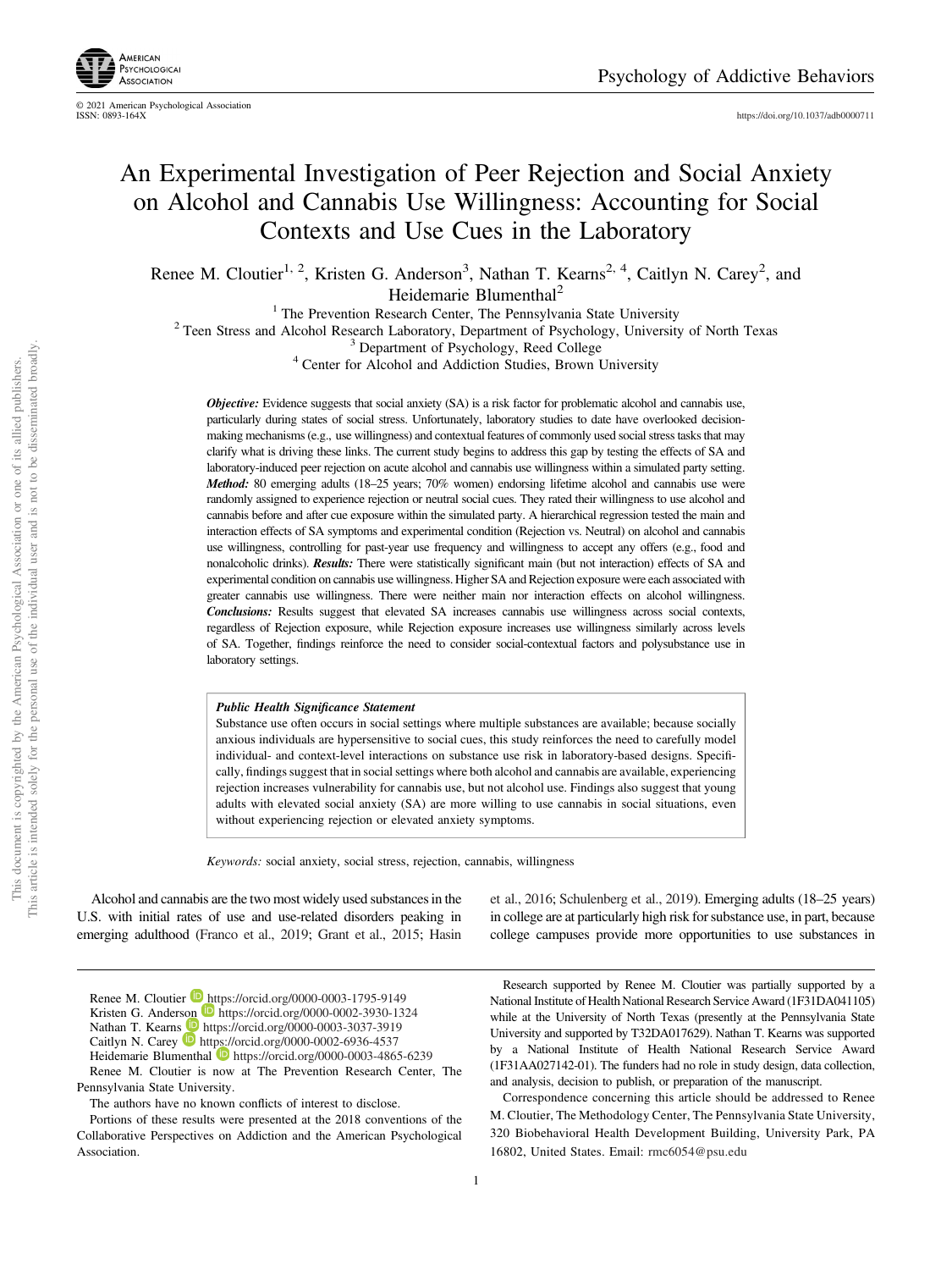# An Experimental Investigation of Peer Rejection and Social Anxiety on Alcohol and Cannabis Use Willingness: Accounting for Social Contexts and Use Cues in the Laboratory

Renee M. Cloutier[1, 2], Kristen G. Anderson[3], Nathan T. Kearns[2, 4], Caitlyn N. Carey[2], and Heidemarie Blumenthal[2]

[1] The Prevention Research Center, The Pennsylvania State University
[2] Teen Stress and Alcohol Research Laboratory, Department of Psychology, University of North Texas
[3] Department of Psychology, Reed College
[4] Center for Alcohol and Addiction Studies, Brown University

***Objective:*** Evidence suggests that social anxiety (SA) is a risk factor for problematic alcohol and cannabis use, particularly during states of social stress. Unfortunately, laboratory studies to date have overlooked decision-making mechanisms (e.g., use willingness) and contextual features of commonly used social stress tasks that may clarify what is driving these links. The current study begins to address this gap by testing the effects of SA and laboratory-induced peer rejection on acute alcohol and cannabis use willingness within a simulated party setting. ***Method:*** 80 emerging adults (18–25 years; 70% women) endorsing lifetime alcohol and cannabis use were randomly assigned to experience rejection or neutral social cues. They rated their willingness to use alcohol and cannabis before and after cue exposure within the simulated party. A hierarchical regression tested the main and interaction effects of SA symptoms and experimental condition (Rejection vs. Neutral) on alcohol and cannabis use willingness, controlling for past-year use frequency and willingness to accept any offers (e.g., food and nonalcoholic drinks). ***Results:*** There were statistically significant main (but not interaction) effects of SA and experimental condition on cannabis use willingness. Higher SA and Rejection exposure were each associated with greater cannabis use willingness. There were neither main nor interaction effects on alcohol willingness. ***Conclusions:*** Results suggest that elevated SA increases cannabis use willingness across social contexts, regardless of Rejection exposure, while Rejection exposure increases use willingness similarly across levels of SA. Together, findings reinforce the need to consider social-contextual factors and polysubstance use in laboratory settings.

> ***Public Health Significance Statement***
> Substance use often occurs in social settings where multiple substances are available; because socially anxious individuals are hypersensitive to social cues, this study reinforces the need to carefully model individual- and context-level interactions on substance use risk in laboratory-based designs. Specifically, findings suggest that in social settings where both alcohol and cannabis are available, experiencing rejection increases vulnerability for cannabis use, but not alcohol use. Findings also suggest that young adults with elevated social anxiety (SA) are more willing to use cannabis in social situations, even without experiencing rejection or elevated anxiety symptoms.

*Keywords:* social anxiety, social stress, rejection, cannabis, willingness

Alcohol and cannabis are the two most widely used substances in the U.S. with initial rates of use and use-related disorders peaking in emerging adulthood (Franco et al., 2019; Grant et al., 2015; Hasin et al., 2016; Schulenberg et al., 2019). Emerging adults (18–25 years) in college are at particularly high risk for substance use, in part, because college campuses provide more opportunities to use substances in

---

Renee M. Cloutier https://orcid.org/0000-0003-1795-9149
Kristen G. Anderson https://orcid.org/0000-0002-3930-1324
Nathan T. Kearns https://orcid.org/0000-0003-3037-3919
Caitlyn N. Carey https://orcid.org/0000-0002-6936-4537
Heidemarie Blumenthal https://orcid.org/0000-0003-4865-6239

Renee M. Cloutier is now at The Prevention Research Center, The Pennsylvania State University.

The authors have no known conflicts of interest to disclose.

Portions of these results were presented at the 2018 conventions of the Collaborative Perspectives on Addiction and the American Psychological Association.

Research supported by Renee M. Cloutier was partially supported by a National Institute of Health National Research Service Award (1F31DA041105) while at the University of North Texas (presently at the Pennsylvania State University and supported by T32DA017629). Nathan T. Kearns was supported by a National Institute of Health National Research Service Award (1F31AA027142-01). The funders had no role in study design, data collection, and analysis, decision to publish, or preparation of the manuscript.

Correspondence concerning this article should be addressed to Renee M. Cloutier, The Methodology Center, The Pennsylvania State University, 320 Biobehavioral Health Development Building, University Park, PA 16802, United States. Email: rmc6054@psu.edu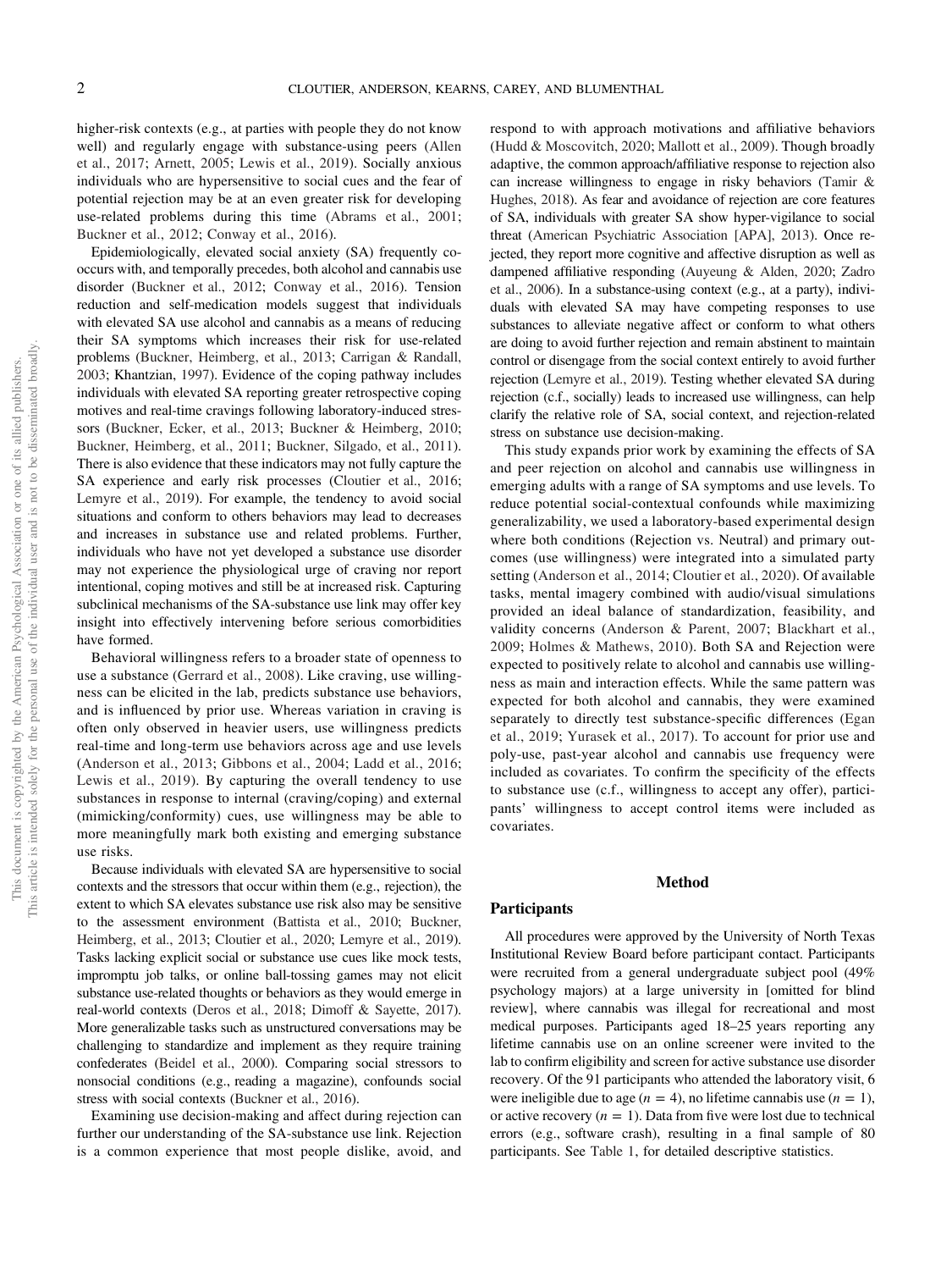higher-risk contexts (e.g., at parties with people they do not know well) and regularly engage with substance-using peers (Allen et al., 2017; Arnett, 2005; Lewis et al., 2019). Socially anxious individuals who are hypersensitive to social cues and the fear of potential rejection may be at an even greater risk for developing use-related problems during this time (Abrams et al., 2001; Buckner et al., 2012; Conway et al., 2016).

Epidemiologically, elevated social anxiety (SA) frequently co-occurs with, and temporally precedes, both alcohol and cannabis use disorder (Buckner et al., 2012; Conway et al., 2016). Tension reduction and self-medication models suggest that individuals with elevated SA use alcohol and cannabis as a means of reducing their SA symptoms which increases their risk for use-related problems (Buckner, Heimberg, et al., 2013; Carrigan & Randall, 2003; Khantzian, 1997). Evidence of the coping pathway includes individuals with elevated SA reporting greater retrospective coping motives and real-time cravings following laboratory-induced stressors (Buckner, Ecker, et al., 2013; Buckner & Heimberg, 2010; Buckner, Heimberg, et al., 2011; Buckner, Silgado, et al., 2011). There is also evidence that these indicators may not fully capture the SA experience and early risk processes (Cloutier et al., 2016; Lemyre et al., 2019). For example, the tendency to avoid social situations and conform to others behaviors may lead to decreases and increases in substance use and related problems. Further, individuals who have not yet developed a substance use disorder may not experience the physiological urge of craving nor report intentional, coping motives and still be at increased risk. Capturing subclinical mechanisms of the SA-substance use link may offer key insight into effectively intervening before serious comorbidities have formed.

Behavioral willingness refers to a broader state of openness to use a substance (Gerrard et al., 2008). Like craving, use willingness can be elicited in the lab, predicts substance use behaviors, and is influenced by prior use. Whereas variation in craving is often only observed in heavier users, use willingness predicts real-time and long-term use behaviors across age and use levels (Anderson et al., 2013; Gibbons et al., 2004; Ladd et al., 2016; Lewis et al., 2019). By capturing the overall tendency to use substances in response to internal (craving/coping) and external (mimicking/conformity) cues, use willingness may be able to more meaningfully mark both existing and emerging substance use risks.

Because individuals with elevated SA are hypersensitive to social contexts and the stressors that occur within them (e.g., rejection), the extent to which SA elevates substance use risk also may be sensitive to the assessment environment (Battista et al., 2010; Buckner, Heimberg, et al., 2013; Cloutier et al., 2020; Lemyre et al., 2019). Tasks lacking explicit social or substance use cues like mock tests, impromptu job talks, or online ball-tossing games may not elicit substance use-related thoughts or behaviors as they would emerge in real-world contexts (Deros et al., 2018; Dimoff & Sayette, 2017). More generalizable tasks such as unstructured conversations may be challenging to standardize and implement as they require training confederates (Beidel et al., 2000). Comparing social stressors to nonsocial conditions (e.g., reading a magazine), confounds social stress with social contexts (Buckner et al., 2016).

Examining use decision-making and affect during rejection can further our understanding of the SA-substance use link. Rejection is a common experience that most people dislike, avoid, and respond to with approach motivations and affiliative behaviors (Hudd & Moscovitch, 2020; Mallott et al., 2009). Though broadly adaptive, the common approach/affiliative response to rejection also can increase willingness to engage in risky behaviors (Tamir & Hughes, 2018). As fear and avoidance of rejection are core features of SA, individuals with greater SA show hyper-vigilance to social threat (American Psychiatric Association [APA], 2013). Once rejected, they report more cognitive and affective disruption as well as dampened affiliative responding (Auyeung & Alden, 2020; Zadro et al., 2006). In a substance-using context (e.g., at a party), individuals with elevated SA may have competing responses to use substances to alleviate negative affect or conform to what others are doing to avoid further rejection and remain abstinent to maintain control or disengage from the social context entirely to avoid further rejection (Lemyre et al., 2019). Testing whether elevated SA during rejection (c.f., socially) leads to increased use willingness, can help clarify the relative role of SA, social context, and rejection-related stress on substance use decision-making.

This study expands prior work by examining the effects of SA and peer rejection on alcohol and cannabis use willingness in emerging adults with a range of SA symptoms and use levels. To reduce potential social-contextual confounds while maximizing generalizability, we used a laboratory-based experimental design where both conditions (Rejection vs. Neutral) and primary outcomes (use willingness) were integrated into a simulated party setting (Anderson et al., 2014; Cloutier et al., 2020). Of available tasks, mental imagery combined with audio/visual simulations provided an ideal balance of standardization, feasibility, and validity concerns (Anderson & Parent, 2007; Blackhart et al., 2009; Holmes & Mathews, 2010). Both SA and Rejection were expected to positively relate to alcohol and cannabis use willingness as main and interaction effects. While the same pattern was expected for both alcohol and cannabis, they were examined separately to directly test substance-specific differences (Egan et al., 2019; Yurasek et al., 2017). To account for prior use and poly-use, past-year alcohol and cannabis use frequency were included as covariates. To confirm the specificity of the effects to substance use (c.f., willingness to accept any offer), participants' willingness to accept control items were included as covariates.

## Method

### Participants

All procedures were approved by the University of North Texas Institutional Review Board before participant contact. Participants were recruited from a general undergraduate subject pool (49% psychology majors) at a large university in [omitted for blind review], where cannabis was illegal for recreational and most medical purposes. Participants aged 18–25 years reporting any lifetime cannabis use on an online screener were invited to the lab to confirm eligibility and screen for active substance use disorder recovery. Of the 91 participants who attended the laboratory visit, 6 were ineligible due to age ($n = 4$), no lifetime cannabis use ($n = 1$), or active recovery ($n = 1$). Data from five were lost due to technical errors (e.g., software crash), resulting in a final sample of 80 participants. See Table 1, for detailed descriptive statistics.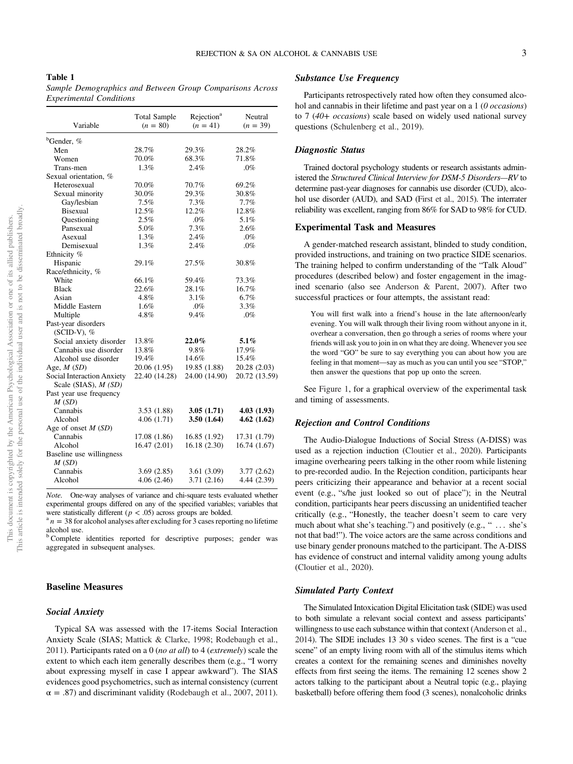**Table 1**

*Sample Demographics and Between Group Comparisons Across Experimental Conditions*

| Variable | Total Sample ($n$ = 80) | Rejection[a] ($n$ = 41) | Neutral ($n$ = 39) |
|---|---|---|---|
| [b]Gender, % | | | |
| Men | 28.7% | 29.3% | 28.2% |
| Women | 70.0% | 68.3% | 71.8% |
| Trans-men | 1.3% | 2.4% | .0% |
| Sexual orientation, % | | | |
| Heterosexual | 70.0% | 70.7% | 69.2% |
| Sexual minority | 30.0% | 29.3% | 30.8% |
| Gay/lesbian | 7.5% | 7.3% | 7.7% |
| Bisexual | 12.5% | 12.2% | 12.8% |
| Questioning | 2.5% | .0% | 5.1% |
| Pansexual | 5.0% | 7.3% | 2.6% |
| Asexual | 1.3% | 2.4% | .0% |
| Demisexual | 1.3% | 2.4% | .0% |
| Ethnicity % | | | |
| Hispanic | 29.1% | 27.5% | 30.8% |
| Race/ethnicity, % | | | |
| White | 66.1% | 59.4% | 73.3% |
| Black | 22.6% | 28.1% | 16.7% |
| Asian | 4.8% | 3.1% | 6.7% |
| Middle Eastern | 1.6% | .0% | 3.3% |
| Multiple | 4.8% | 9.4% | .0% |
| Past-year disorders (SCID-V), % | | | |
| Social anxiety disorder | 13.8% | **22.0%** | **5.1%** |
| Cannabis use disorder | 13.8% | 9.8% | 17.9% |
| Alcohol use disorder | 19.4% | 14.6% | 15.4% |
| Age, *M* (*SD*) | 20.06 (1.95) | 19.85 (1.88) | 20.28 (2.03) |
| Social Interaction Anxiety Scale (SIAS), *M* (*SD*) | 22.40 (14.28) | 24.00 (14.90) | 20.72 (13.59) |
| Past year use frequency *M* (*SD*) | | | |
| Cannabis | 3.53 (1.88) | **3.05 (1.71)** | **4.03 (1.93)** |
| Alcohol | 4.06 (1.71) | **3.50 (1.64)** | **4.62 (1.62)** |
| Age of onset *M* (*SD*) | | | |
| Cannabis | 17.08 (1.86) | 16.85 (1.92) | 17.31 (1.79) |
| Alcohol | 16.47 (2.01) | 16.18 (2.30) | 16.74 (1.67) |
| Baseline use willingness *M* (*SD*) | | | |
| Cannabis | 3.69 (2.85) | 3.61 (3.09) | 3.77 (2.62) |
| Alcohol | 4.06 (2.46) | 3.71 (2.16) | 4.44 (2.39) |

*Note.* One-way analyses of variance and chi-square tests evaluated whether experimental groups differed on any of the specified variables; variables that were statistically different ($p < .05$) across groups are bolded.
[a] $n$ = 38 for alcohol analyses after excluding for 3 cases reporting no lifetime alcohol use.
[b] Complete identities reported for descriptive purposes; gender was aggregated in subsequent analyses.

## Baseline Measures

### *Social Anxiety*

Typical SA was assessed with the 17-items Social Interaction Anxiety Scale (SIAS; Mattick & Clarke, 1998; Rodebaugh et al., 2011). Participants rated on a 0 (*no at all*) to 4 (*extremely*) scale the extent to which each item generally describes them (e.g., "I worry about expressing myself in case I appear awkward"). The SIAS evidences good psychometrics, such as internal consistency (current $\alpha = .87$) and discriminant validity (Rodebaugh et al., 2007, 2011).

### *Substance Use Frequency*

Participants retrospectively rated how often they consumed alcohol and cannabis in their lifetime and past year on a 1 (*0 occasions*) to 7 (*40+ occasions*) scale based on widely used national survey questions (Schulenberg et al., 2019).

### *Diagnostic Status*

Trained doctoral psychology students or research assistants administered the *Structured Clinical Interview for DSM-5 Disorders—RV* to determine past-year diagnoses for cannabis use disorder (CUD), alcohol use disorder (AUD), and SAD (First et al., 2015). The interrater reliability was excellent, ranging from 86% for SAD to 98% for CUD.

## Experimental Task and Measures

A gender-matched research assistant, blinded to study condition, provided instructions, and training on two practice SIDE scenarios. The training helped to confirm understanding of the "Talk Aloud" procedures (described below) and foster engagement in the imagined scenario (also see Anderson & Parent, 2007). After two successful practices or four attempts, the assistant read:

> You will first walk into a friend's house in the late afternoon/early evening. You will walk through their living room without anyone in it, overhear a conversation, then go through a series of rooms where your friends will ask you to join in on what they are doing. Whenever you see the word "GO" be sure to say everything you can about how you are feeling in that moment—say as much as you can until you see "STOP," then answer the questions that pop up onto the screen.

See Figure 1, for a graphical overview of the experimental task and timing of assessments.

### *Rejection and Control Conditions*

The Audio-Dialogue Inductions of Social Stress (A-DISS) was used as a rejection induction (Cloutier et al., 2020). Participants imagine overhearing peers talking in the other room while listening to pre-recorded audio. In the Rejection condition, participants hear peers criticizing their appearance and behavior at a recent social event (e.g., "s/he just looked so out of place"); in the Neutral condition, participants hear peers discussing an unidentified teacher critically (e.g., "Honestly, the teacher doesn't seem to care very much about what she's teaching.") and positively (e.g., " ... she's not that bad!"). The voice actors are the same across conditions and use binary gender pronouns matched to the participant. The A-DISS has evidence of construct and internal validity among young adults (Cloutier et al., 2020).

### *Simulated Party Context*

The Simulated Intoxication Digital Elicitation task (SIDE) was used to both simulate a relevant social context and assess participants' willingness to use each substance within that context (Anderson et al., 2014). The SIDE includes 13 30 s video scenes. The first is a "cue scene" of an empty living room with all of the stimulus items which creates a context for the remaining scenes and diminishes novelty effects from first seeing the items. The remaining 12 scenes show 2 actors talking to the participant about a Neutral topic (e.g., playing basketball) before offering them food (3 scenes), nonalcoholic drinks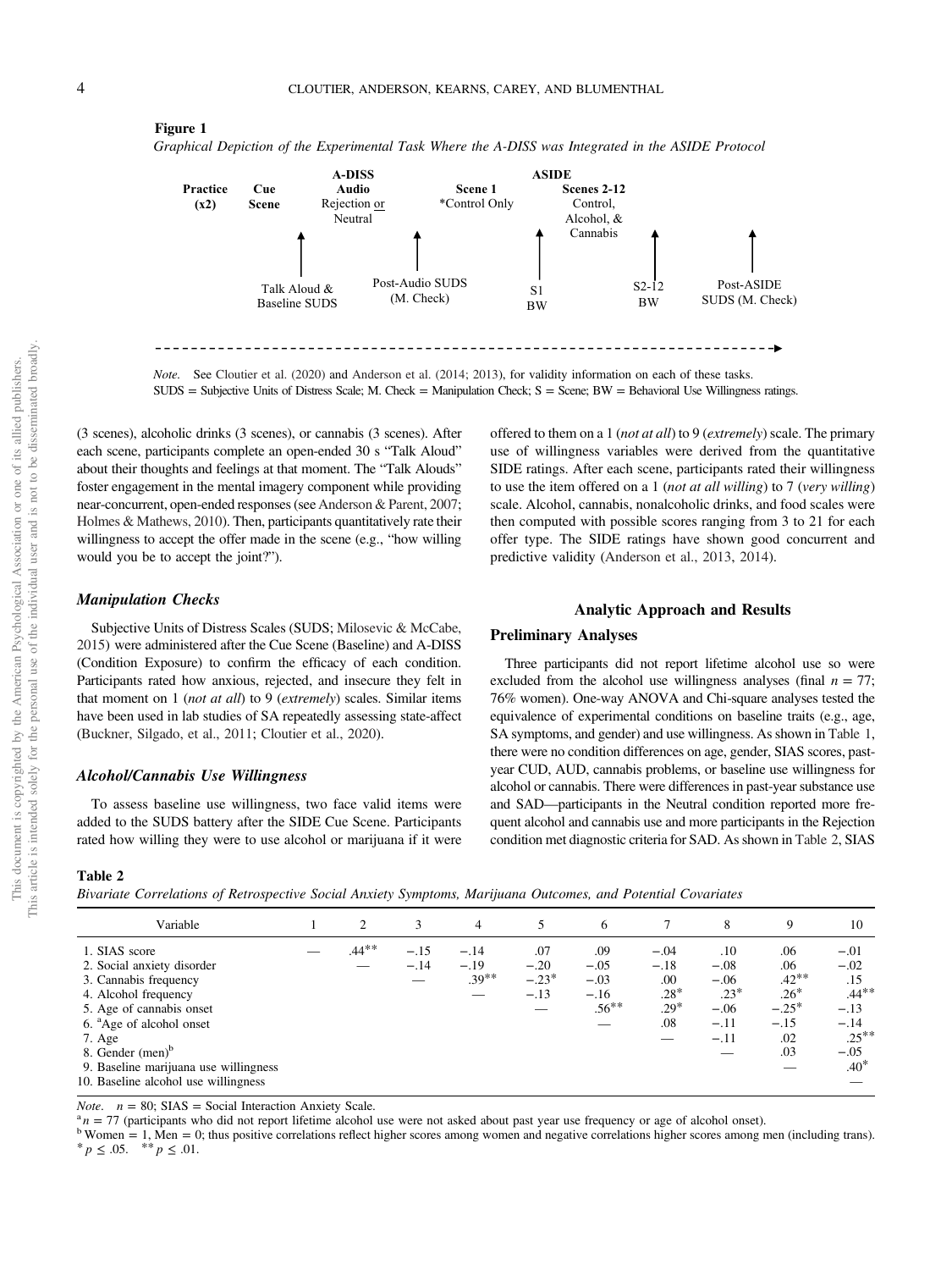**Figure 1**

*Graphical Depiction of the Experimental Task Where the A-DISS was Integrated in the ASIDE Protocol*

| Practice (x2) | Cue Scene | A-DISS Audio Rejection or Neutral | | Scene 1 *Control Only | ASIDE Scenes 2-12 Control, Alcohol, & Cannabis | | |
|---|---|---|---|---|---|---|---|
| | Talk Aloud & Baseline SUDS | | Post-Audio SUDS (M. Check) | S1 BW | | S2-12 BW | Post-ASIDE SUDS (M. Check) |

*Note.* See Cloutier et al. (2020) and Anderson et al. (2014; 2013), for validity information on each of these tasks. SUDS = Subjective Units of Distress Scale; M. Check = Manipulation Check; S = Scene; BW = Behavioral Use Willingness ratings.

(3 scenes), alcoholic drinks (3 scenes), or cannabis (3 scenes). After each scene, participants complete an open-ended 30 s "Talk Aloud" about their thoughts and feelings at that moment. The "Talk Alouds" foster engagement in the mental imagery component while providing near-concurrent, open-ended responses (see Anderson & Parent, 2007; Holmes & Mathews, 2010). Then, participants quantitatively rate their willingness to accept the offer made in the scene (e.g., "how willing would you be to accept the joint?").

### *Manipulation Checks*

Subjective Units of Distress Scales (SUDS; Milosevic & McCabe, 2015) were administered after the Cue Scene (Baseline) and A-DISS (Condition Exposure) to confirm the efficacy of each condition. Participants rated how anxious, rejected, and insecure they felt in that moment on 1 (*not at all*) to 9 (*extremely*) scales. Similar items have been used in lab studies of SA repeatedly assessing state-affect (Buckner, Silgado, et al., 2011; Cloutier et al., 2020).

### *Alcohol/Cannabis Use Willingness*

To assess baseline use willingness, two face valid items were added to the SUDS battery after the SIDE Cue Scene. Participants rated how willing they were to use alcohol or marijuana if it were offered to them on a 1 (*not at all*) to 9 (*extremely*) scale. The primary use of willingness variables were derived from the quantitative SIDE ratings. After each scene, participants rated their willingness to use the item offered on a 1 (*not at all willing*) to 7 (*very willing*) scale. Alcohol, cannabis, nonalcoholic drinks, and food scales were then computed with possible scores ranging from 3 to 21 for each offer type. The SIDE ratings have shown good concurrent and predictive validity (Anderson et al., 2013, 2014).

## Analytic Approach and Results

### Preliminary Analyses

Three participants did not report lifetime alcohol use so were excluded from the alcohol use willingness analyses (final $n = 77$; 76% women). One-way ANOVA and Chi-square analyses tested the equivalence of experimental conditions on baseline traits (e.g., age, SA symptoms, and gender) and use willingness. As shown in Table 1, there were no condition differences on age, gender, SIAS scores, past-year CUD, AUD, cannabis problems, or baseline use willingness for alcohol or cannabis. There were differences in past-year substance use and SAD—participants in the Neutral condition reported more frequent alcohol and cannabis use and more participants in the Rejection condition met diagnostic criteria for SAD. As shown in Table 2, SIAS

**Table 2**

*Bivariate Correlations of Retrospective Social Anxiety Symptoms, Marijuana Outcomes, and Potential Covariates*

| Variable | 1 | 2 | 3 | 4 | 5 | 6 | 7 | 8 | 9 | 10 |
|---|---|---|---|---|---|---|---|---|---|---|
| 1. SIAS score | — | .44** | −.15 | −.14 | .07 | .09 | −.04 | .10 | .06 | −.01 |
| 2. Social anxiety disorder | | — | −.14 | −.19 | −.20 | −.05 | −.18 | −.08 | .06 | −.02 |
| 3. Cannabis frequency | | | — | .39** | −.23* | −.03 | .00 | −.06 | .42** | .15 |
| 4. Alcohol frequency | | | | — | −.13 | −.16 | .28* | .23* | .26* | .44** |
| 5. Age of cannabis onset | | | | | — | .56** | .29* | −.06 | −.25* | −.13 |
| 6. [a]Age of alcohol onset | | | | | | — | .08 | −.11 | −.15 | −.14 |
| 7. Age | | | | | | | — | −.11 | .02 | .25** |
| 8. Gender (men)[b] | | | | | | | | — | .03 | −.05 |
| 9. Baseline marijuana use willingness | | | | | | | | | — | .40* |
| 10. Baseline alcohol use willingness | | | | | | | | | | — |

*Note.* $n = 80$; SIAS = Social Interaction Anxiety Scale.
[a] $n = 77$ (participants who did not report lifetime alcohol use were not asked about past year use frequency or age of alcohol onset).
[b] Women = 1, Men = 0; thus positive correlations reflect higher scores among women and negative correlations higher scores among men (including trans).
* $p \leq .05$. ** $p \leq .01$.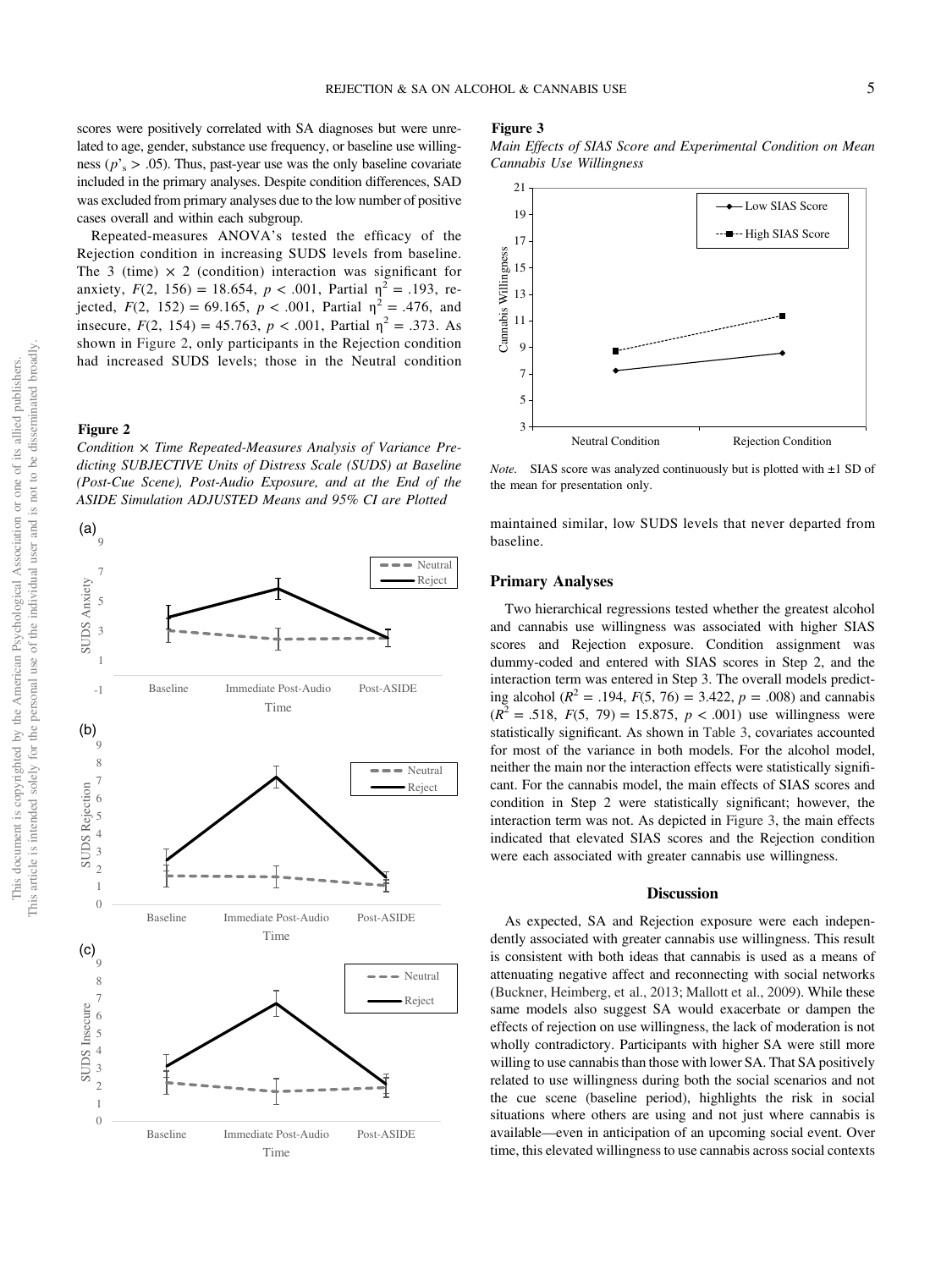scores were positively correlated with SA diagnoses but were unrelated to age, gender, substance use frequency, or baseline use willingness ($p$'$_s$ > .05). Thus, past-year use was the only baseline covariate included in the primary analyses. Despite condition differences, SAD was excluded from primary analyses due to the low number of positive cases overall and within each subgroup.

Repeated-measures ANOVA's tested the efficacy of the Rejection condition in increasing SUDS levels from baseline. The 3 (time) × 2 (condition) interaction was significant for anxiety, $F(2, 156) = 18.654$, $p < .001$, Partial $\eta^2 = .193$, rejected, $F(2, 152) = 69.165$, $p < .001$, Partial $\eta^2 = .476$, and insecure, $F(2, 154) = 45.763$, $p < .001$, Partial $\eta^2 = .373$. As shown in Figure 2, only participants in the Rejection condition had increased SUDS levels; those in the Neutral condition maintained similar, low SUDS levels that never departed from baseline.

**Figure 2**

*Condition × Time Repeated-Measures Analysis of Variance Predicting SUBJECTIVE Units of Distress Scale (SUDS) at Baseline (Post-Cue Scene), Post-Audio Exposure, and at the End of the ASIDE Simulation ADJUSTED Means and 95% CI are Plotted*

**Figure 3**

*Main Effects of SIAS Score and Experimental Condition on Mean Cannabis Use Willingness*

*Note.* SIAS score was analyzed continuously but is plotted with ±1 SD of the mean for presentation only.

## Primary Analyses

Two hierarchical regressions tested whether the greatest alcohol and cannabis use willingness was associated with higher SIAS scores and Rejection exposure. Condition assignment was dummy-coded and entered with SIAS scores in Step 2, and the interaction term was entered in Step 3. The overall models predicting alcohol ($R^2 = .194$, $F(5, 76) = 3.422$, $p = .008$) and cannabis ($R^2 = .518$, $F(5, 79) = 15.875$, $p < .001$) use willingness were statistically significant. As shown in Table 3, covariates accounted for most of the variance in both models. For the alcohol model, neither the main nor the interaction effects were statistically significant. For the cannabis model, the main effects of SIAS scores and condition in Step 2 were statistically significant; however, the interaction term was not. As depicted in Figure 3, the main effects indicated that elevated SIAS scores and the Rejection condition were each associated with greater cannabis use willingness.

## Discussion

As expected, SA and Rejection exposure were each independently associated with greater cannabis use willingness. This result is consistent with both ideas that cannabis is used as a means of attenuating negative affect and reconnecting with social networks (Buckner, Heimberg, et al., 2013; Mallott et al., 2009). While these same models also suggest SA would exacerbate or dampen the effects of rejection on use willingness, the lack of moderation is not wholly contradictory. Participants with higher SA were still more willing to use cannabis than those with lower SA. That SA positively related to use willingness during both the social scenarios and not the cue scene (baseline period), highlights the risk in social situations where others are using and not just where cannabis is available—even in anticipation of an upcoming social event. Over time, this elevated willingness to use cannabis across social contexts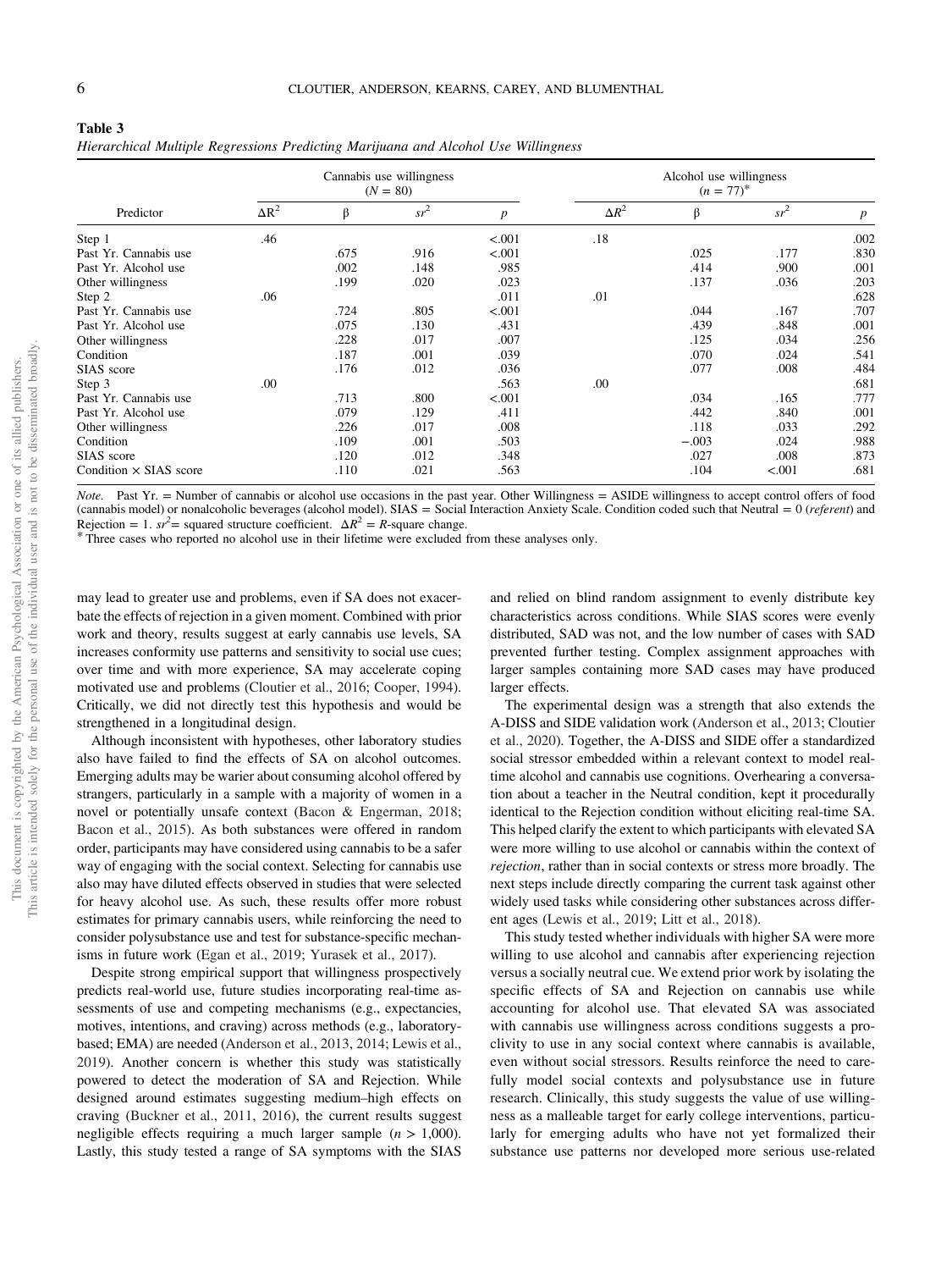**Table 3**

*Hierarchical Multiple Regressions Predicting Marijuana and Alcohol Use Willingness*

| Predictor | Cannabis use willingness ($N$ = 80) | | | | Alcohol use willingness ($n$ = 77)* | | | |
|---|---|---|---|---|---|---|---|---|
| | $\Delta R^2$ | β | $sr^2$ | $p$ | $\Delta R^2$ | β | $sr^2$ | $p$ |
| Step 1 | .46 | | | <.001 | .18 | | | .002 |
| Past Yr. Cannabis use | | .675 | .916 | <.001 | | .025 | .177 | .830 |
| Past Yr. Alcohol use | | .002 | .148 | .985 | | .414 | .900 | .001 |
| Other willingness | | .199 | .020 | .023 | | .137 | .036 | .203 |
| Step 2 | .06 | | | .011 | .01 | | | .628 |
| Past Yr. Cannabis use | | .724 | .805 | <.001 | | .044 | .167 | .707 |
| Past Yr. Alcohol use | | .075 | .130 | .431 | | .439 | .848 | .001 |
| Other willingness | | .228 | .017 | .007 | | .125 | .034 | .256 |
| Condition | | .187 | .001 | .039 | | .070 | .024 | .541 |
| SIAS score | | .176 | .012 | .036 | | .077 | .008 | .484 |
| Step 3 | .00 | | | .563 | .00 | | | .681 |
| Past Yr. Cannabis use | | .713 | .800 | <.001 | | .034 | .165 | .777 |
| Past Yr. Alcohol use | | .079 | .129 | .411 | | .442 | .840 | .001 |
| Other willingness | | .226 | .017 | .008 | | .118 | .033 | .292 |
| Condition | | .109 | .001 | .503 | | −.003 | .024 | .988 |
| SIAS score | | .120 | .012 | .348 | | .027 | .008 | .873 |
| Condition × SIAS score | | .110 | .021 | .563 | | .104 | <.001 | .681 |

*Note.* Past Yr. = Number of cannabis or alcohol use occasions in the past year. Other Willingness = ASIDE willingness to accept control offers of food (cannabis model) or nonalcoholic beverages (alcohol model). SIAS = Social Interaction Anxiety Scale. Condition coded such that Neutral = 0 (*referent*) and Rejection = 1. $sr^2$ = squared structure coefficient. $\Delta R^2$ = *R*-square change.
* Three cases who reported no alcohol use in their lifetime were excluded from these analyses only.

may lead to greater use and problems, even if SA does not exacerbate the effects of rejection in a given moment. Combined with prior work and theory, results suggest at early cannabis use levels, SA increases conformity use patterns and sensitivity to social use cues; over time and with more experience, SA may accelerate coping motivated use and problems (Cloutier et al., 2016; Cooper, 1994). Critically, we did not directly test this hypothesis and would be strengthened in a longitudinal design.

Although inconsistent with hypotheses, other laboratory studies also have failed to find the effects of SA on alcohol outcomes. Emerging adults may be warier about consuming alcohol offered by strangers, particularly in a sample with a majority of women in a novel or potentially unsafe context (Bacon & Engerman, 2018; Bacon et al., 2015). As both substances were offered in random order, participants may have considered using cannabis to be a safer way of engaging with the social context. Selecting for cannabis use also may have diluted effects observed in studies that were selected for heavy alcohol use. As such, these results offer more robust estimates for primary cannabis users, while reinforcing the need to consider polysubstance use and test for substance-specific mechanisms in future work (Egan et al., 2019; Yurasek et al., 2017).

Despite strong empirical support that willingness prospectively predicts real-world use, future studies incorporating real-time assessments of use and competing mechanisms (e.g., expectancies, motives, intentions, and craving) across methods (e.g., laboratory-based; EMA) are needed (Anderson et al., 2013, 2014; Lewis et al., 2019). Another concern is whether this study was statistically powered to detect the moderation of SA and Rejection. While designed around estimates suggesting medium–high effects on craving (Buckner et al., 2011, 2016), the current results suggest negligible effects requiring a much larger sample ($n$ > 1,000). Lastly, this study tested a range of SA symptoms with the SIAS and relied on blind random assignment to evenly distribute key characteristics across conditions. While SIAS scores were evenly distributed, SAD was not, and the low number of cases with SAD prevented further testing. Complex assignment approaches with larger samples containing more SAD cases may have produced larger effects.

The experimental design was a strength that also extends the A-DISS and SIDE validation work (Anderson et al., 2013; Cloutier et al., 2020). Together, the A-DISS and SIDE offer a standardized social stressor embedded within a relevant context to model real-time alcohol and cannabis use cognitions. Overhearing a conversation about a teacher in the Neutral condition, kept it procedurally identical to the Rejection condition without eliciting real-time SA. This helped clarify the extent to which participants with elevated SA were more willing to use alcohol or cannabis within the context of *rejection*, rather than in social contexts or stress more broadly. The next steps include directly comparing the current task against other widely used tasks while considering other substances across different ages (Lewis et al., 2019; Litt et al., 2018).

This study tested whether individuals with higher SA were more willing to use alcohol and cannabis after experiencing rejection versus a socially neutral cue. We extend prior work by isolating the specific effects of SA and Rejection on cannabis use while accounting for alcohol use. That elevated SA was associated with cannabis use willingness across conditions suggests a proclivity to use in any social context where cannabis is available, even without social stressors. Results reinforce the need to carefully model social contexts and polysubstance use in future research. Clinically, this study suggests the value of use willingness as a malleable target for early college interventions, particularly for emerging adults who have not yet formalized their substance use patterns nor developed more serious use-related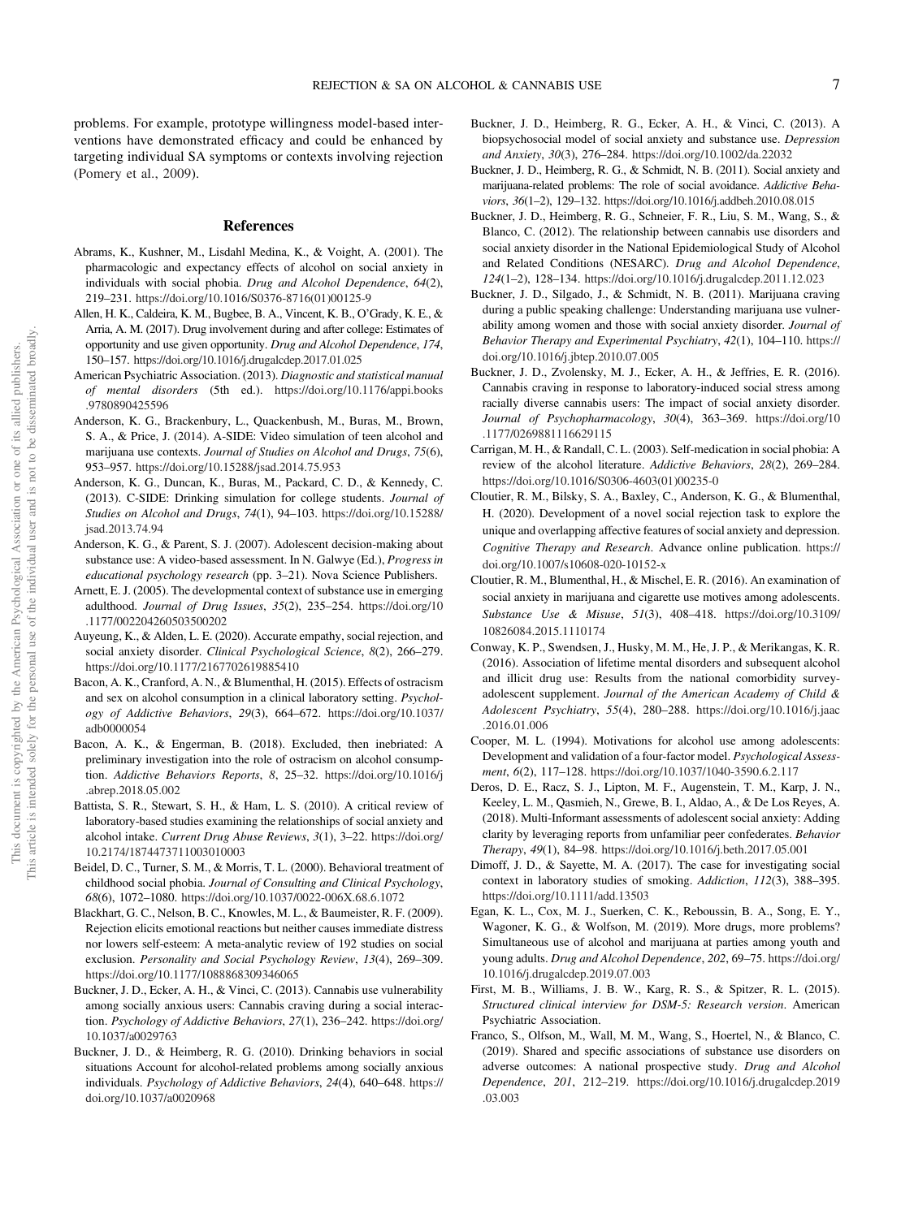problems. For example, prototype willingness model-based interventions have demonstrated efficacy and could be enhanced by targeting individual SA symptoms or contexts involving rejection (Pomery et al., 2009).

## References

Abrams, K., Kushner, M., Lisdahl Medina, K., & Voight, A. (2001). The pharmacologic and expectancy effects of alcohol on social anxiety in individuals with social phobia. *Drug and Alcohol Dependence*, *64*(2), 219–231. https://doi.org/10.1016/S0376-8716(01)00125-9

Allen, H. K., Caldeira, K. M., Bugbee, B. A., Vincent, K. B., O'Grady, K. E., & Arria, A. M. (2017). Drug involvement during and after college: Estimates of opportunity and use given opportunity. *Drug and Alcohol Dependence*, *174*, 150–157. https://doi.org/10.1016/j.drugalcdep.2017.01.025

American Psychiatric Association. (2013). *Diagnostic and statistical manual of mental disorders* (5th ed.). https://doi.org/10.1176/appi.books.9780890425596

Anderson, K. G., Brackenbury, L., Quackenbush, M., Buras, M., Brown, S. A., & Price, J. (2014). A-SIDE: Video simulation of teen alcohol and marijuana use contexts. *Journal of Studies on Alcohol and Drugs*, *75*(6), 953–957. https://doi.org/10.15288/jsad.2014.75.953

Anderson, K. G., Duncan, K., Buras, M., Packard, C. D., & Kennedy, C. (2013). C-SIDE: Drinking simulation for college students. *Journal of Studies on Alcohol and Drugs*, *74*(1), 94–103. https://doi.org/10.15288/jsad.2013.74.94

Anderson, K. G., & Parent, S. J. (2007). Adolescent decision-making about substance use: A video-based assessment. In N. Galwye (Ed.), *Progress in educational psychology research* (pp. 3–21). Nova Science Publishers.

Arnett, E. J. (2005). The developmental context of substance use in emerging adulthood. *Journal of Drug Issues*, *35*(2), 235–254. https://doi.org/10.1177/002204260503500202

Auyeung, K., & Alden, L. E. (2020). Accurate empathy, social rejection, and social anxiety disorder. *Clinical Psychological Science*, *8*(2), 266–279. https://doi.org/10.1177/2167702619885410

Bacon, A. K., Cranford, A. N., & Blumenthal, H. (2015). Effects of ostracism and sex on alcohol consumption in a clinical laboratory setting. *Psychology of Addictive Behaviors*, *29*(3), 664–672. https://doi.org/10.1037/adb0000054

Bacon, A. K., & Engerman, B. (2018). Excluded, then inebriated: A preliminary investigation into the role of ostracism on alcohol consumption. *Addictive Behaviors Reports*, *8*, 25–32. https://doi.org/10.1016/j.abrep.2018.05.002

Battista, S. R., Stewart, S. H., & Ham, L. S. (2010). A critical review of laboratory-based studies examining the relationships of social anxiety and alcohol intake. *Current Drug Abuse Reviews*, *3*(1), 3–22. https://doi.org/10.2174/1874473711003010003

Beidel, D. C., Turner, S. M., & Morris, T. L. (2000). Behavioral treatment of childhood social phobia. *Journal of Consulting and Clinical Psychology*, *68*(6), 1072–1080. https://doi.org/10.1037/0022-006X.68.6.1072

Blackhart, G. C., Nelson, B. C., Knowles, M. L., & Baumeister, R. F. (2009). Rejection elicits emotional reactions but neither causes immediate distress nor lowers self-esteem: A meta-analytic review of 192 studies on social exclusion. *Personality and Social Psychology Review*, *13*(4), 269–309. https://doi.org/10.1177/1088868309346065

Buckner, J. D., Ecker, A. H., & Vinci, C. (2013). Cannabis use vulnerability among socially anxious users: Cannabis craving during a social interaction. *Psychology of Addictive Behaviors*, *27*(1), 236–242. https://doi.org/10.1037/a0029763

Buckner, J. D., & Heimberg, R. G. (2010). Drinking behaviors in social situations Account for alcohol-related problems among socially anxious individuals. *Psychology of Addictive Behaviors*, *24*(4), 640–648. https://doi.org/10.1037/a0020968

Buckner, J. D., Heimberg, R. G., Ecker, A. H., & Vinci, C. (2013). A biopsychosocial model of social anxiety and substance use. *Depression and Anxiety*, *30*(3), 276–284. https://doi.org/10.1002/da.22032

Buckner, J. D., Heimberg, R. G., & Schmidt, N. B. (2011). Social anxiety and marijuana-related problems: The role of social avoidance. *Addictive Behaviors*, *36*(1–2), 129–132. https://doi.org/10.1016/j.addbeh.2010.08.015

Buckner, J. D., Heimberg, R. G., Schneier, F. R., Liu, S. M., Wang, S., & Blanco, C. (2012). The relationship between cannabis use disorders and social anxiety disorder in the National Epidemiological Study of Alcohol and Related Conditions (NESARC). *Drug and Alcohol Dependence*, *124*(1–2), 128–134. https://doi.org/10.1016/j.drugalcdep.2011.12.023

Buckner, J. D., Silgado, J., & Schmidt, N. B. (2011). Marijuana craving during a public speaking challenge: Understanding marijuana use vulnerability among women and those with social anxiety disorder. *Journal of Behavior Therapy and Experimental Psychiatry*, *42*(1), 104–110. https://doi.org/10.1016/j.jbtep.2010.07.005

Buckner, J. D., Zvolensky, M. J., Ecker, A. H., & Jeffries, E. R. (2016). Cannabis craving in response to laboratory-induced social stress among racially diverse cannabis users: The impact of social anxiety disorder. *Journal of Psychopharmacology*, *30*(4), 363–369. https://doi.org/10.1177/0269881116629115

Carrigan, M. H., & Randall, C. L. (2003). Self-medication in social phobia: A review of the alcohol literature. *Addictive Behaviors*, *28*(2), 269–284. https://doi.org/10.1016/S0306-4603(01)00235-0

Cloutier, R. M., Bilsky, S. A., Baxley, C., Anderson, K. G., & Blumenthal, H. (2020). Development of a novel social rejection task to explore the unique and overlapping affective features of social anxiety and depression. *Cognitive Therapy and Research*. Advance online publication. https://doi.org/10.1007/s10608-020-10152-x

Cloutier, R. M., Blumenthal, H., & Mischel, E. R. (2016). An examination of social anxiety in marijuana and cigarette use motives among adolescents. *Substance Use & Misuse*, *51*(3), 408–418. https://doi.org/10.3109/10826084.2015.1110174

Conway, K. P., Swendsen, J., Husky, M. M., He, J. P., & Merikangas, K. R. (2016). Association of lifetime mental disorders and subsequent alcohol and illicit drug use: Results from the national comorbidity survey-adolescent supplement. *Journal of the American Academy of Child & Adolescent Psychiatry*, *55*(4), 280–288. https://doi.org/10.1016/j.jaac.2016.01.006

Cooper, M. L. (1994). Motivations for alcohol use among adolescents: Development and validation of a four-factor model. *Psychological Assessment*, *6*(2), 117–128. https://doi.org/10.1037/1040-3590.6.2.117

Deros, D. E., Racz, S. J., Lipton, M. F., Augenstein, T. M., Karp, J. N., Keeley, L. M., Qasmieh, N., Grewe, B. I., Aldao, A., & De Los Reyes, A. (2018). Multi-Informant assessments of adolescent social anxiety: Adding clarity by leveraging reports from unfamiliar peer confederates. *Behavior Therapy*, *49*(1), 84–98. https://doi.org/10.1016/j.beth.2017.05.001

Dimoff, J. D., & Sayette, M. A. (2017). The case for investigating social context in laboratory studies of smoking. *Addiction*, *112*(3), 388–395. https://doi.org/10.1111/add.13503

Egan, K. L., Cox, M. J., Suerken, C. K., Reboussin, B. A., Song, E. Y., Wagoner, K. G., & Wolfson, M. (2019). More drugs, more problems? Simultaneous use of alcohol and marijuana at parties among youth and young adults. *Drug and Alcohol Dependence*, *202*, 69–75. https://doi.org/10.1016/j.drugalcdep.2019.07.003

First, M. B., Williams, J. B. W., Karg, R. S., & Spitzer, R. L. (2015). *Structured clinical interview for DSM-5: Research version*. American Psychiatric Association.

Franco, S., Olfson, M., Wall, M. M., Wang, S., Hoertel, N., & Blanco, C. (2019). Shared and specific associations of substance use disorders on adverse outcomes: A national prospective study. *Drug and Alcohol Dependence*, *201*, 212–219. https://doi.org/10.1016/j.drugalcdep.2019.03.003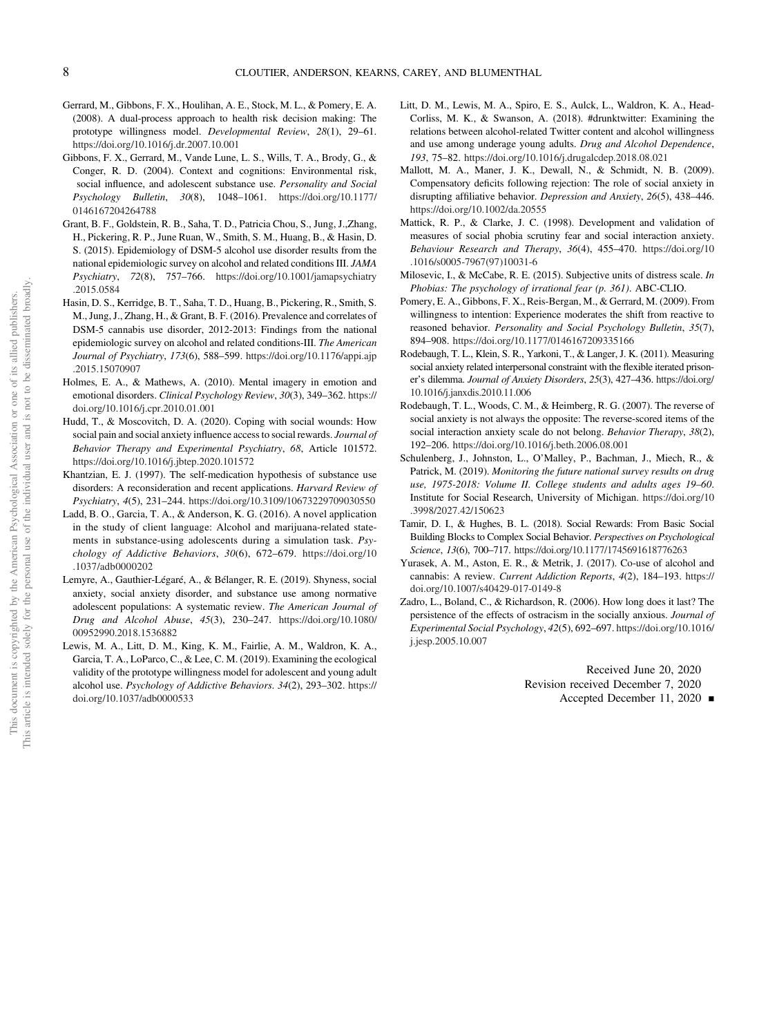Gerrard, M., Gibbons, F. X., Houlihan, A. E., Stock, M. L., & Pomery, E. A. (2008). A dual-process approach to health risk decision making: The prototype willingness model. *Developmental Review*, *28*(1), 29–61. https://doi.org/10.1016/j.dr.2007.10.001

Gibbons, F. X., Gerrard, M., Vande Lune, L. S., Wills, T. A., Brody, G., & Conger, R. D. (2004). Context and cognitions: Environmental risk, social influence, and adolescent substance use. *Personality and Social Psychology Bulletin*, *30*(8), 1048–1061. https://doi.org/10.1177/0146167204264788

Grant, B. F., Goldstein, R. B., Saha, T. D., Patricia Chou, S., Jung, J.,Zhang, H., Pickering, R. P., June Ruan, W., Smith, S. M., Huang, B., & Hasin, D. S. (2015). Epidemiology of DSM-5 alcohol use disorder results from the national epidemiologic survey on alcohol and related conditions III. *JAMA Psychiatry*, *72*(8), 757–766. https://doi.org/10.1001/jamapsychiatry.2015.0584

Hasin, D. S., Kerridge, B. T., Saha, T. D., Huang, B., Pickering, R., Smith, S. M., Jung, J., Zhang, H., & Grant, B. F. (2016). Prevalence and correlates of DSM-5 cannabis use disorder, 2012-2013: Findings from the national epidemiologic survey on alcohol and related conditions-III. *The American Journal of Psychiatry*, *173*(6), 588–599. https://doi.org/10.1176/appi.ajp.2015.15070907

Holmes, E. A., & Mathews, A. (2010). Mental imagery in emotion and emotional disorders. *Clinical Psychology Review*, *30*(3), 349–362. https://doi.org/10.1016/j.cpr.2010.01.001

Hudd, T., & Moscovitch, D. A. (2020). Coping with social wounds: How social pain and social anxiety influence access to social rewards. *Journal of Behavior Therapy and Experimental Psychiatry*, *68*, Article 101572. https://doi.org/10.1016/j.jbtep.2020.101572

Khantzian, E. J. (1997). The self-medication hypothesis of substance use disorders: A reconsideration and recent applications. *Harvard Review of Psychiatry*, *4*(5), 231–244. https://doi.org/10.3109/10673229709030550

Ladd, B. O., Garcia, T. A., & Anderson, K. G. (2016). A novel application in the study of client language: Alcohol and marijuana-related statements in substance-using adolescents during a simulation task. *Psychology of Addictive Behaviors*, *30*(6), 672–679. https://doi.org/10.1037/adb0000202

Lemyre, A., Gauthier-Légaré, A., & Bélanger, R. E. (2019). Shyness, social anxiety, social anxiety disorder, and substance use among normative adolescent populations: A systematic review. *The American Journal of Drug and Alcohol Abuse*, *45*(3), 230–247. https://doi.org/10.1080/00952990.2018.1536882

Lewis, M. A., Litt, D. M., King, K. M., Fairlie, A. M., Waldron, K. A., Garcia, T. A., LoParco, C., & Lee, C. M. (2019). Examining the ecological validity of the prototype willingness model for adolescent and young adult alcohol use. *Psychology of Addictive Behaviors*. *34*(2), 293–302. https://doi.org/10.1037/adb0000533

Litt, D. M., Lewis, M. A., Spiro, E. S., Aulck, L., Waldron, K. A., Head-Corliss, M. K., & Swanson, A. (2018). #drunktwitter: Examining the relations between alcohol-related Twitter content and alcohol willingness and use among underage young adults. *Drug and Alcohol Dependence*, *193*, 75–82. https://doi.org/10.1016/j.drugalcdep.2018.08.021

Mallott, M. A., Maner, J. K., Dewall, N., & Schmidt, N. B. (2009). Compensatory deficits following rejection: The role of social anxiety in disrupting affiliative behavior. *Depression and Anxiety*, *26*(5), 438–446. https://doi.org/10.1002/da.20555

Mattick, R. P., & Clarke, J. C. (1998). Development and validation of measures of social phobia scrutiny fear and social interaction anxiety. *Behaviour Research and Therapy*, *36*(4), 455–470. https://doi.org/10.1016/s0005-7967(97)10031-6

Milosevic, I., & McCabe, R. E. (2015). Subjective units of distress scale. *In Phobias: The psychology of irrational fear (p. 361)*. ABC-CLIO.

Pomery, E. A., Gibbons, F. X., Reis-Bergan, M., & Gerrard, M. (2009). From willingness to intention: Experience moderates the shift from reactive to reasoned behavior. *Personality and Social Psychology Bulletin*, *35*(7), 894–908. https://doi.org/10.1177/0146167209335166

Rodebaugh, T. L., Klein, S. R., Yarkoni, T., & Langer, J. K. (2011). Measuring social anxiety related interpersonal constraint with the flexible iterated prisoner's dilemma. *Journal of Anxiety Disorders*, *25*(3), 427–436. https://doi.org/10.1016/j.janxdis.2010.11.006

Rodebaugh, T. L., Woods, C. M., & Heimberg, R. G. (2007). The reverse of social anxiety is not always the opposite: The reverse-scored items of the social interaction anxiety scale do not belong. *Behavior Therapy*, *38*(2), 192–206. https://doi.org/10.1016/j.beth.2006.08.001

Schulenberg, J., Johnston, L., O'Malley, P., Bachman, J., Miech, R., & Patrick, M. (2019). *Monitoring the future national survey results on drug use, 1975-2018: Volume II. College students and adults ages 19–60*. Institute for Social Research, University of Michigan. https://doi.org/10.3998/2027.42/150623

Tamir, D. I., & Hughes, B. L. (2018). Social Rewards: From Basic Social Building Blocks to Complex Social Behavior. *Perspectives on Psychological Science*, *13*(6), 700–717. https://doi.org/10.1177/1745691618776263

Yurasek, A. M., Aston, E. R., & Metrik, J. (2017). Co-use of alcohol and cannabis: A review. *Current Addiction Reports*, *4*(2), 184–193. https://doi.org/10.1007/s40429-017-0149-8

Zadro, L., Boland, C., & Richardson, R. (2006). How long does it last? The persistence of the effects of ostracism in the socially anxious. *Journal of Experimental Social Psychology*, *42*(5), 692–697. https://doi.org/10.1016/j.jesp.2005.10.007

Received June 20, 2020
Revision received December 7, 2020
Accepted December 11, 2020 ■